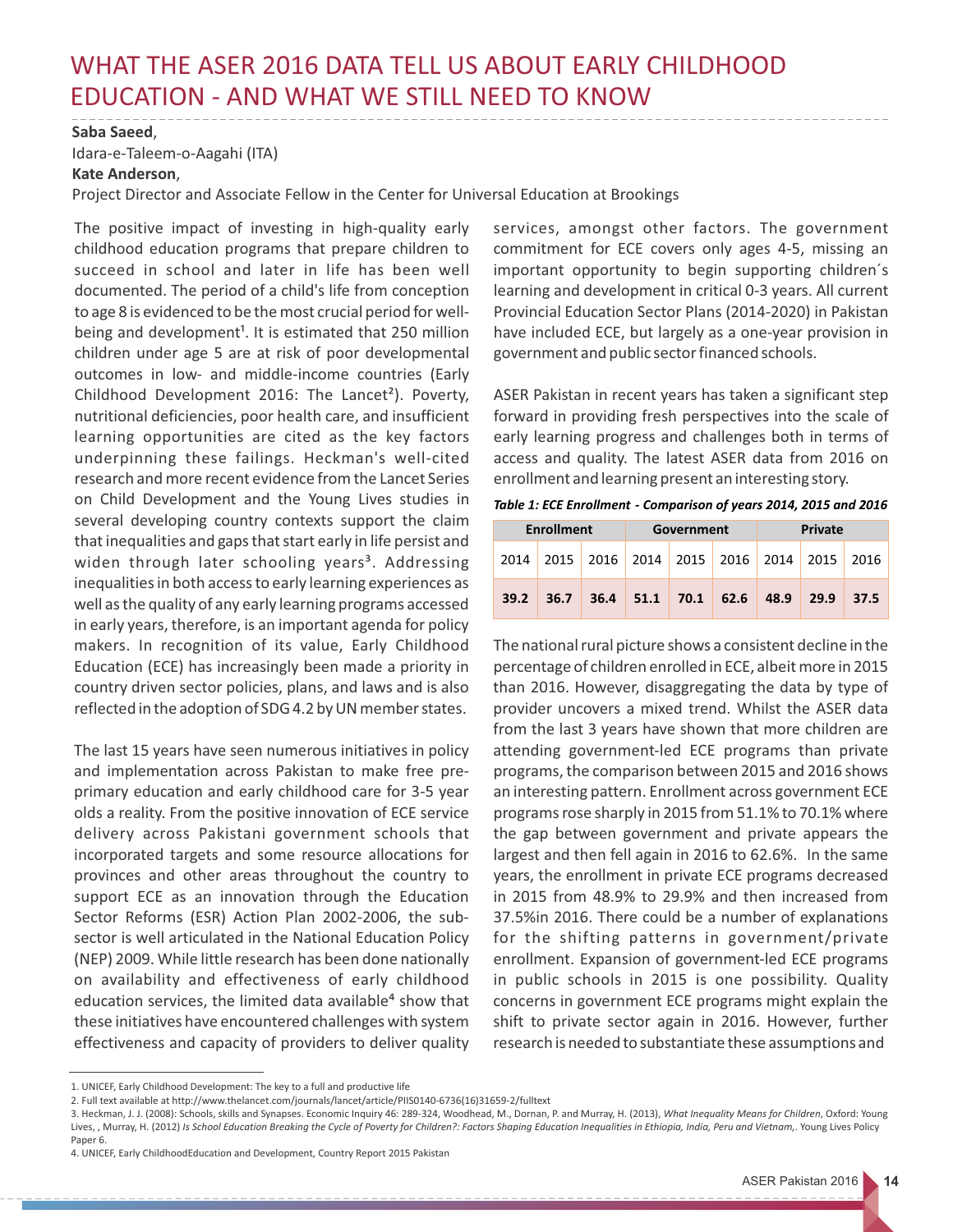# WHAT THE ASER 2016 DATA TELL US ABOUT EARLY CHILDHOOD EDUCATION - AND WHAT WE STILL NEED TO KNOW

**Saba Saeed**,
Idara-e-Taleem-o-Aagahi (ITA)
**Kate Anderson**,
Project Director and Associate Fellow in the Center for Universal Education at Brookings

The positive impact of investing in high-quality early childhood education programs that prepare children to succeed in school and later in life has been well documented. The period of a child's life from conception to age 8 is evidenced to be the most crucial period for well-being and development[1]. It is estimated that 250 million children under age 5 are at risk of poor developmental outcomes in low- and middle-income countries (Early Childhood Development 2016: The Lancet[2]). Poverty, nutritional deficiencies, poor health care, and insufficient learning opportunities are cited as the key factors underpinning these failings. Heckman's well-cited research and more recent evidence from the Lancet Series on Child Development and the Young Lives studies in several developing country contexts support the claim that inequalities and gaps that start early in life persist and widen through later schooling years[3]. Addressing inequalities in both access to early learning experiences as well as the quality of any early learning programs accessed in early years, therefore, is an important agenda for policy makers. In recognition of its value, Early Childhood Education (ECE) has increasingly been made a priority in country driven sector policies, plans, and laws and is also reflected in the adoption of SDG 4.2 by UN member states.

The last 15 years have seen numerous initiatives in policy and implementation across Pakistan to make free pre-primary education and early childhood care for 3-5 year olds a reality. From the positive innovation of ECE service delivery across Pakistani government schools that incorporated targets and some resource allocations for provinces and other areas throughout the country to support ECE as an innovation through the Education Sector Reforms (ESR) Action Plan 2002-2006, the sub-sector is well articulated in the National Education Policy (NEP) 2009. While little research has been done nationally on availability and effectiveness of early childhood education services, the limited data available[4] show that these initiatives have encountered challenges with system effectiveness and capacity of providers to deliver quality services, amongst other factors. The government commitment for ECE covers only ages 4-5, missing an important opportunity to begin supporting children´s learning and development in critical 0-3 years. All current Provincial Education Sector Plans (2014-2020) in Pakistan have included ECE, but largely as a one-year provision in government and public sector financed schools.

ASER Pakistan in recent years has taken a significant step forward in providing fresh perspectives into the scale of early learning progress and challenges both in terms of access and quality. The latest ASER data from 2016 on enrollment and learning present an interesting story.

***Table 1: ECE Enrollment - Comparison of years 2014, 2015 and 2016***

| Enrollment | | | Government | | | Private | | |
|---|---|---|---|---|---|---|---|---|
| 2014 | 2015 | 2016 | 2014 | 2015 | 2016 | 2014 | 2015 | 2016 |
| **39.2** | **36.7** | **36.4** | **51.1** | **70.1** | **62.6** | **48.9** | **29.9** | **37.5** |

The national rural picture shows a consistent decline in the percentage of children enrolled in ECE, albeit more in 2015 than 2016. However, disaggregating the data by type of provider uncovers a mixed trend. Whilst the ASER data from the last 3 years have shown that more children are attending government-led ECE programs than private programs, the comparison between 2015 and 2016 shows an interesting pattern. Enrollment across government ECE programs rose sharply in 2015 from 51.1% to 70.1% where the gap between government and private appears the largest and then fell again in 2016 to 62.6%. In the same years, the enrollment in private ECE programs decreased in 2015 from 48.9% to 29.9% and then increased from 37.5%in 2016. There could be a number of explanations for the shifting patterns in government/private enrollment. Expansion of government-led ECE programs in public schools in 2015 is one possibility. Quality concerns in government ECE programs might explain the shift to private sector again in 2016. However, further research is needed to substantiate these assumptions and

1. UNICEF, Early Childhood Development: The key to a full and productive life
2. Full text available at http://www.thelancet.com/journals/lancet/article/PIIS0140-6736(16)31659-2/fulltext
3. Heckman, J. J. (2008): Schools, skills and Synapses. Economic Inquiry 46: 289-324, Woodhead, M., Dornan, P. and Murray, H. (2013), *What Inequality Means for Children*, Oxford: Young Lives, , Murray, H. (2012) *Is School Education Breaking the Cycle of Poverty for Children?: Factors Shaping Education Inequalities in Ethiopia, India, Peru and Vietnam,*. Young Lives Policy Paper 6.
4. UNICEF, Early ChildhoodEducation and Development, Country Report 2015 Pakistan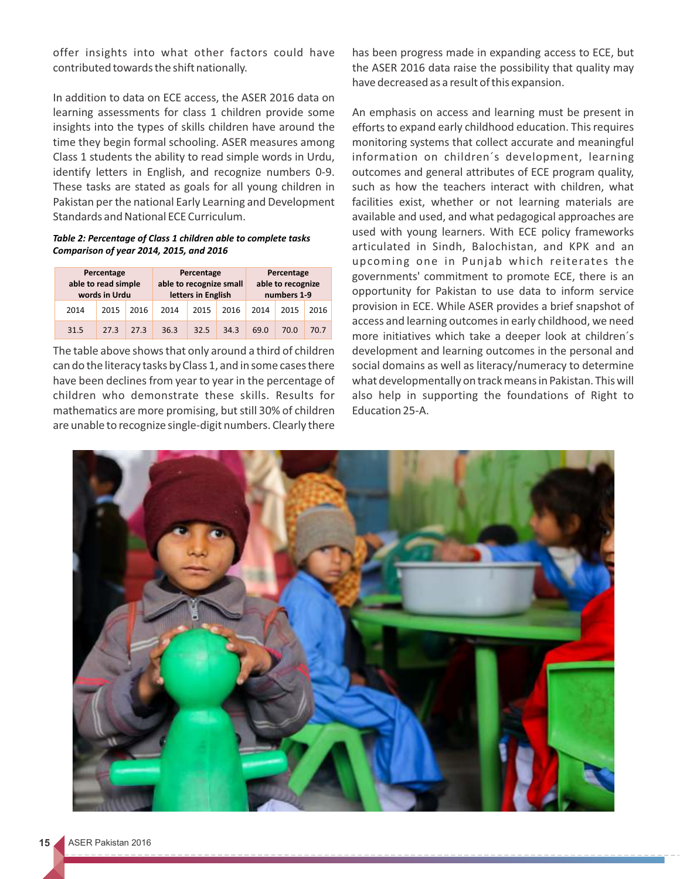offer insights into what other factors could have contributed towards the shift nationally.

In addition to data on ECE access, the ASER 2016 data on learning assessments for class 1 children provide some insights into the types of skills children have around the time they begin formal schooling. ASER measures among Class 1 students the ability to read simple words in Urdu, identify letters in English, and recognize numbers 0-9. These tasks are stated as goals for all young children in Pakistan per the national Early Learning and Development Standards and National ECE Curriculum.

***Table 2: Percentage of Class 1 children able to complete tasks Comparison of year 2014, 2015, and 2016***

| Percentage able to read simple words in Urdu | | | Percentage able to recognize small letters in English | | | Percentage able to recognize numbers 1-9 | | |
|---|---|---|---|---|---|---|---|---|
| 2014 | 2015 | 2016 | 2014 | 2015 | 2016 | 2014 | 2015 | 2016 |
| 31.5 | 27.3 | 27.3 | 36.3 | 32.5 | 34.3 | 69.0 | 70.0 | 70.7 |

The table above shows that only around a third of children can do the literacy tasks by Class 1, and in some cases there have been declines from year to year in the percentage of children who demonstrate these skills. Results for mathematics are more promising, but still 30% of children are unable to recognize single-digit numbers. Clearly there has been progress made in expanding access to ECE, but the ASER 2016 data raise the possibility that quality may have decreased as a result of this expansion.

An emphasis on access and learning must be present in efforts to expand early childhood education. This requires monitoring systems that collect accurate and meaningful information on children´s development, learning outcomes and general attributes of ECE program quality, such as how the teachers interact with children, what facilities exist, whether or not learning materials are available and used, and what pedagogical approaches are used with young learners. With ECE policy frameworks articulated in Sindh, Balochistan, and KPK and an upcoming one in Punjab which reiterates the governments' commitment to promote ECE, there is an opportunity for Pakistan to use data to inform service provision in ECE. While ASER provides a brief snapshot of access and learning outcomes in early childhood, we need more initiatives which take a deeper look at children´s development and learning outcomes in the personal and social domains as well as literacy/numeracy to determine what developmentally on track means in Pakistan. This will also help in supporting the foundations of Right to Education 25-A.